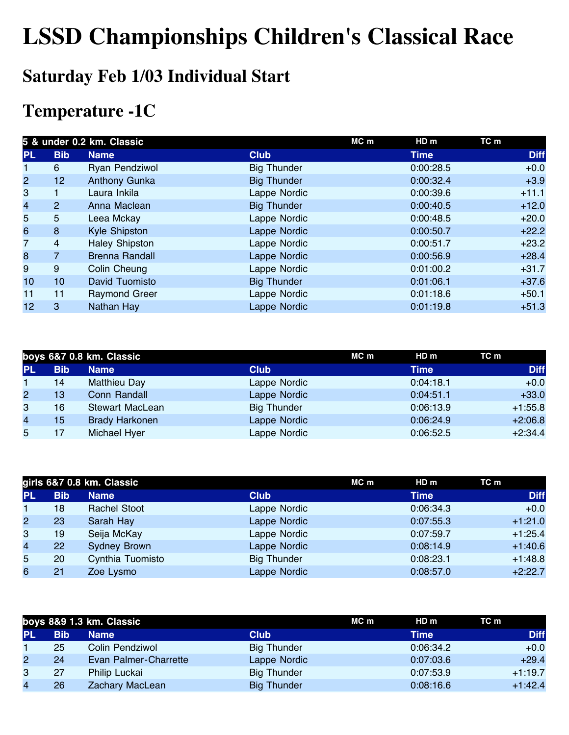# LSSD Championships Children's Classical Race

## Saturday Feb 1/03 Individual Start

## Temperature -1C

| 5 & under 0.2 km. Classic | | | | MC m | HD m | TC m |
|---|---|---|---|---|---|---|
| PL | Bib | Name | Club | Time | | Diff |
| 1 | 6 | Ryan Pendziwol | Big Thunder | 0:00:28.5 | | +0.0 |
| 2 | 12 | Anthony Gunka | Big Thunder | 0:00:32.4 | | +3.9 |
| 3 | 1 | Laura Inkila | Lappe Nordic | 0:00:39.6 | | +11.1 |
| 4 | 2 | Anna Maclean | Big Thunder | 0:00:40.5 | | +12.0 |
| 5 | 5 | Leea Mckay | Lappe Nordic | 0:00:48.5 | | +20.0 |
| 6 | 8 | Kyle Shipston | Lappe Nordic | 0:00:50.7 | | +22.2 |
| 7 | 4 | Haley Shipston | Lappe Nordic | 0:00:51.7 | | +23.2 |
| 8 | 7 | Brenna Randall | Lappe Nordic | 0:00:56.9 | | +28.4 |
| 9 | 9 | Colin Cheung | Lappe Nordic | 0:01:00.2 | | +31.7 |
| 10 | 10 | David Tuomisto | Big Thunder | 0:01:06.1 | | +37.6 |
| 11 | 11 | Raymond Greer | Lappe Nordic | 0:01:18.6 | | +50.1 |
| 12 | 3 | Nathan Hay | Lappe Nordic | 0:01:19.8 | | +51.3 |

| boys 6&7 0.8 km. Classic | | | | MC m | HD m | TC m |
|---|---|---|---|---|---|---|
| PL | Bib | Name | Club | Time | | Diff |
| 1 | 14 | Matthieu Day | Lappe Nordic | 0:04:18.1 | | +0.0 |
| 2 | 13 | Conn Randall | Lappe Nordic | 0:04:51.1 | | +33.0 |
| 3 | 16 | Stewart MacLean | Big Thunder | 0:06:13.9 | | +1:55.8 |
| 4 | 15 | Brady Harkonen | Lappe Nordic | 0:06:24.9 | | +2:06.8 |
| 5 | 17 | Michael Hyer | Lappe Nordic | 0:06:52.5 | | +2:34.4 |

| girls 6&7 0.8 km. Classic | | | | MC m | HD m | TC m |
|---|---|---|---|---|---|---|
| PL | Bib | Name | Club | Time | | Diff |
| 1 | 18 | Rachel Stoot | Lappe Nordic | 0:06:34.3 | | +0.0 |
| 2 | 23 | Sarah Hay | Lappe Nordic | 0:07:55.3 | | +1:21.0 |
| 3 | 19 | Seija McKay | Lappe Nordic | 0:07:59.7 | | +1:25.4 |
| 4 | 22 | Sydney Brown | Lappe Nordic | 0:08:14.9 | | +1:40.6 |
| 5 | 20 | Cynthia Tuomisto | Big Thunder | 0:08:23.1 | | +1:48.8 |
| 6 | 21 | Zoe Lysmo | Lappe Nordic | 0:08:57.0 | | +2:22.7 |

| boys 8&9 1.3 km. Classic | | | | MC m | HD m | TC m |
|---|---|---|---|---|---|---|
| PL | Bib | Name | Club | Time | | Diff |
| 1 | 25 | Colin Pendziwol | Big Thunder | 0:06:34.2 | | +0.0 |
| 2 | 24 | Evan Palmer-Charrette | Lappe Nordic | 0:07:03.6 | | +29.4 |
| 3 | 27 | Philip Luckai | Big Thunder | 0:07:53.9 | | +1:19.7 |
| 4 | 26 | Zachary MacLean | Big Thunder | 0:08:16.6 | | +1:42.4 |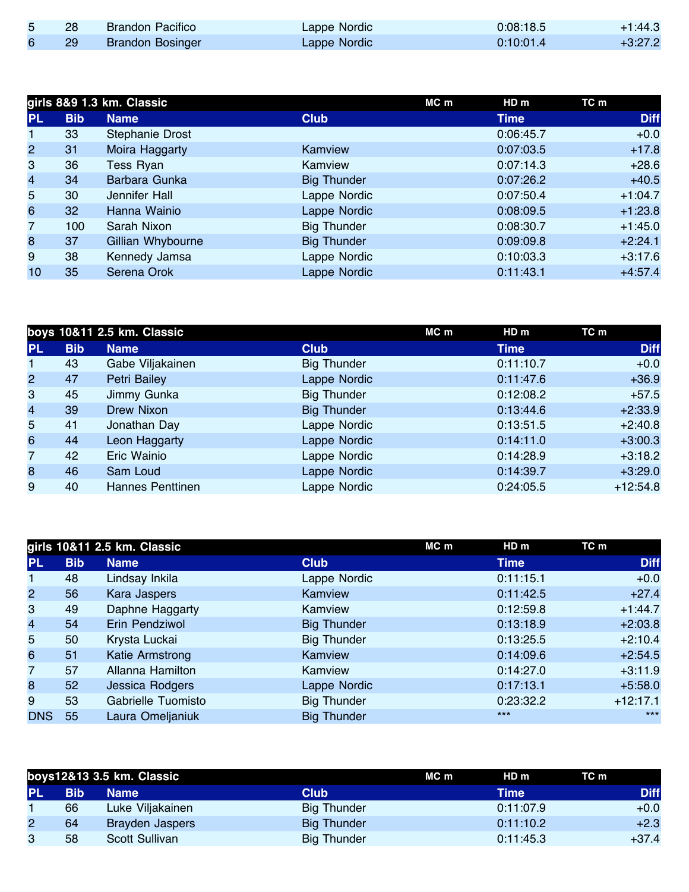| PL | Bib | Name | Club | Time | Diff |
|---|---|---|---|---|---|
| 5 | 28 | Brandon Pacifico | Lappe Nordic | 0:08:18.5 | +1:44.3 |
| 6 | 29 | Brandon Bosinger | Lappe Nordic | 0:10:01.4 | +3:27.2 |

### girls 8&9 1.3 km. Classic

MC m | HD m | TC m

| PL | Bib | Name | Club | Time | Diff |
|---|---|---|---|---|---|
| 1 | 33 | Stephanie Drost | | 0:06:45.7 | +0.0 |
| 2 | 31 | Moira Haggarty | Kamview | 0:07:03.5 | +17.8 |
| 3 | 36 | Tess Ryan | Kamview | 0:07:14.3 | +28.6 |
| 4 | 34 | Barbara Gunka | Big Thunder | 0:07:26.2 | +40.5 |
| 5 | 30 | Jennifer Hall | Lappe Nordic | 0:07:50.4 | +1:04.7 |
| 6 | 32 | Hanna Wainio | Lappe Nordic | 0:08:09.5 | +1:23.8 |
| 7 | 100 | Sarah Nixon | Big Thunder | 0:08:30.7 | +1:45.0 |
| 8 | 37 | Gillian Whybourne | Big Thunder | 0:09:09.8 | +2:24.1 |
| 9 | 38 | Kennedy Jamsa | Lappe Nordic | 0:10:03.3 | +3:17.6 |
| 10 | 35 | Serena Orok | Lappe Nordic | 0:11:43.1 | +4:57.4 |

### boys 10&11 2.5 km. Classic

MC m | HD m | TC m

| PL | Bib | Name | Club | Time | Diff |
|---|---|---|---|---|---|
| 1 | 43 | Gabe Viljakainen | Big Thunder | 0:11:10.7 | +0.0 |
| 2 | 47 | Petri Bailey | Lappe Nordic | 0:11:47.6 | +36.9 |
| 3 | 45 | Jimmy Gunka | Big Thunder | 0:12:08.2 | +57.5 |
| 4 | 39 | Drew Nixon | Big Thunder | 0:13:44.6 | +2:33.9 |
| 5 | 41 | Jonathan Day | Lappe Nordic | 0:13:51.5 | +2:40.8 |
| 6 | 44 | Leon Haggarty | Lappe Nordic | 0:14:11.0 | +3:00.3 |
| 7 | 42 | Eric Wainio | Lappe Nordic | 0:14:28.9 | +3:18.2 |
| 8 | 46 | Sam Loud | Lappe Nordic | 0:14:39.7 | +3:29.0 |
| 9 | 40 | Hannes Penttinen | Lappe Nordic | 0:24:05.5 | +12:54.8 |

### girls 10&11 2.5 km. Classic

MC m | HD m | TC m

| PL | Bib | Name | Club | Time | Diff |
|---|---|---|---|---|---|
| 1 | 48 | Lindsay Inkila | Lappe Nordic | 0:11:15.1 | +0.0 |
| 2 | 56 | Kara Jaspers | Kamview | 0:11:42.5 | +27.4 |
| 3 | 49 | Daphne Haggarty | Kamview | 0:12:59.8 | +1:44.7 |
| 4 | 54 | Erin Pendziwol | Big Thunder | 0:13:18.9 | +2:03.8 |
| 5 | 50 | Krysta Luckai | Big Thunder | 0:13:25.5 | +2:10.4 |
| 6 | 51 | Katie Armstrong | Kamview | 0:14:09.6 | +2:54.5 |
| 7 | 57 | Allanna Hamilton | Kamview | 0:14:27.0 | +3:11.9 |
| 8 | 52 | Jessica Rodgers | Lappe Nordic | 0:17:13.1 | +5:58.0 |
| 9 | 53 | Gabrielle Tuomisto | Big Thunder | 0:23:32.2 | +12:17.1 |
| DNS | 55 | Laura Omeljaniuk | Big Thunder | *** | *** |

### boys12&13 3.5 km. Classic

MC m | HD m | TC m

| PL | Bib | Name | Club | Time | Diff |
|---|---|---|---|---|---|
| 1 | 66 | Luke Viljakainen | Big Thunder | 0:11:07.9 | +0.0 |
| 2 | 64 | Brayden Jaspers | Big Thunder | 0:11:10.2 | +2.3 |
| 3 | 58 | Scott Sullivan | Big Thunder | 0:11:45.3 | +37.4 |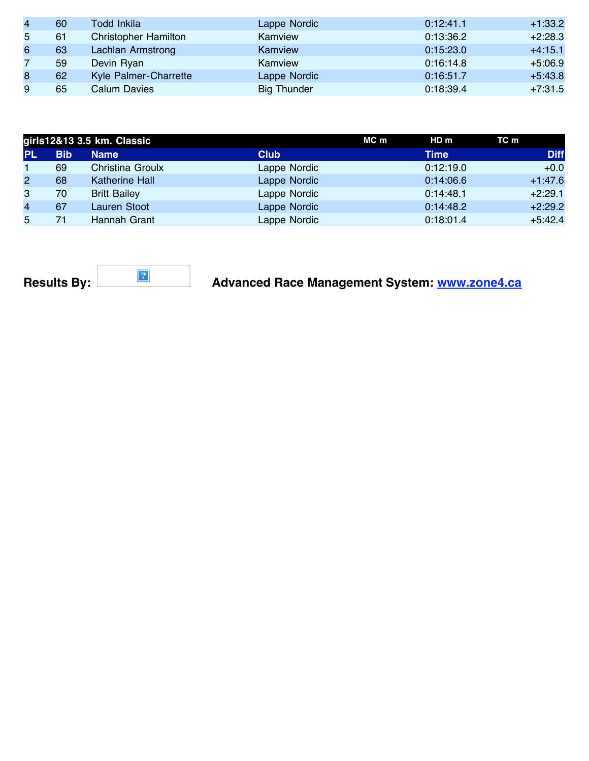| PL | Bib | Name | Club | Time | Diff |
|---|---|---|---|---|---|
| 4 | 60 | Todd Inkila | Lappe Nordic | 0:12:41.1 | +1:33.2 |
| 5 | 61 | Christopher Hamilton | Kamview | 0:13:36.2 | +2:28.3 |
| 6 | 63 | Lachlan Armstrong | Kamview | 0:15:23.0 | +4:15.1 |
| 7 | 59 | Devin Ryan | Kamview | 0:16:14.8 | +5:06.9 |
| 8 | 62 | Kyle Palmer-Charrette | Lappe Nordic | 0:16:51.7 | +5:43.8 |
| 9 | 65 | Calum Davies | Big Thunder | 0:18:39.4 | +7:31.5 |

**girls12&13 3.5 km. Classic** MC m HD m TC m

| PL | Bib | Name | Club | Time | Diff |
|---|---|---|---|---|---|
| 1 | 69 | Christina Groulx | Lappe Nordic | 0:12:19.0 | +0.0 |
| 2 | 68 | Katherine Hall | Lappe Nordic | 0:14:06.6 | +1:47.6 |
| 3 | 70 | Britt Bailey | Lappe Nordic | 0:14:48.1 | +2:29.1 |
| 4 | 67 | Lauren Stoot | Lappe Nordic | 0:14:48.2 | +2:29.2 |
| 5 | 71 | Hannah Grant | Lappe Nordic | 0:18:01.4 | +5:42.4 |

**Results By:** **Advanced Race Management System: [www.zone4.ca](www.zone4.ca)**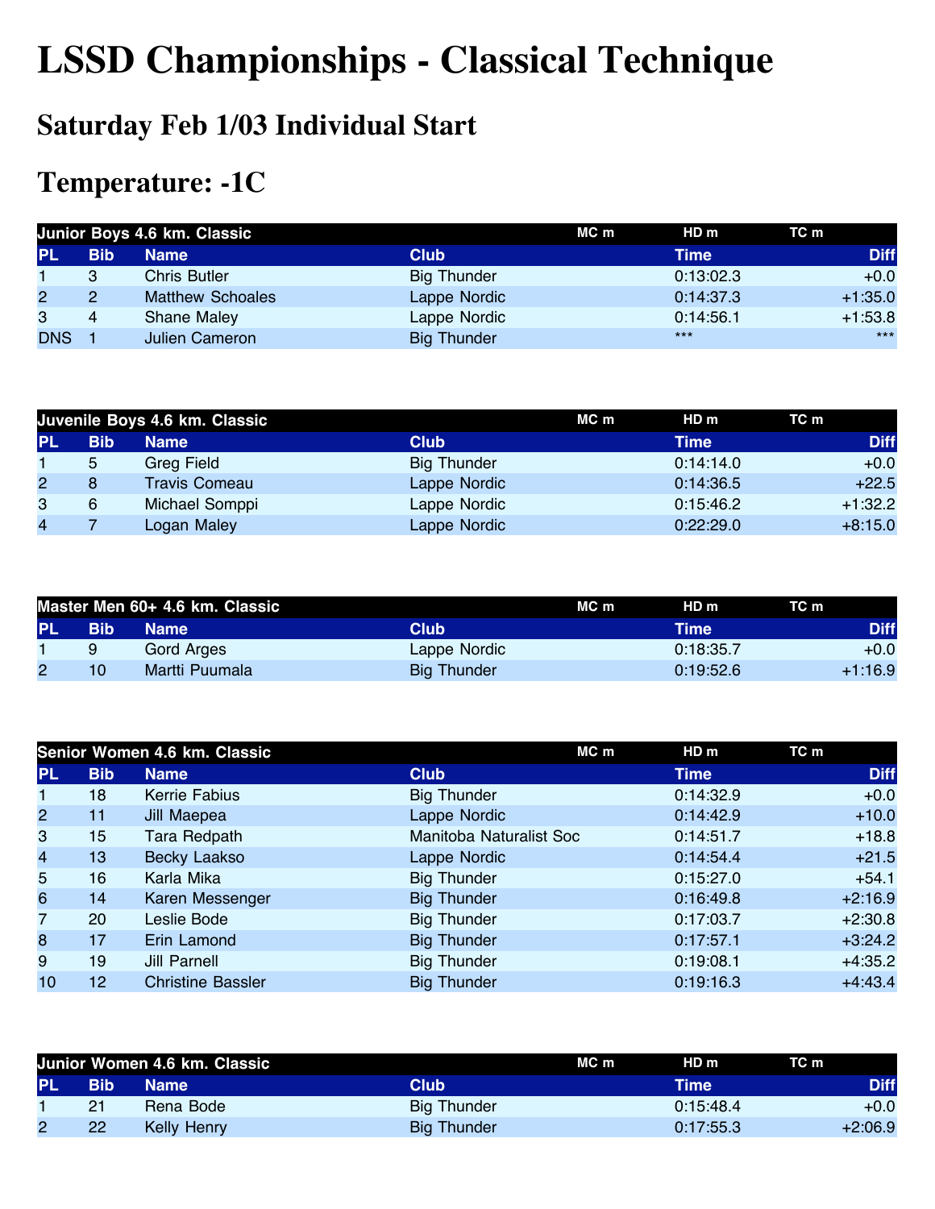# LSSD Championships - Classical Technique

## Saturday Feb 1/03 Individual Start

## Temperature: -1C

| Junior Boys 4.6 km. Classic | | | | MC m | HD m | TC m |
|---|---|---|---|---|---|---|
| **PL** | **Bib** | **Name** | **Club** | | **Time** | **Diff** |
| 1 | 3 | Chris Butler | Big Thunder | | 0:13:02.3 | +0.0 |
| 2 | 2 | Matthew Schoales | Lappe Nordic | | 0:14:37.3 | +1:35.0 |
| 3 | 4 | Shane Maley | Lappe Nordic | | 0:14:56.1 | +1:53.8 |
| DNS | 1 | Julien Cameron | Big Thunder | | *** | *** |

| Juvenile Boys 4.6 km. Classic | | | | MC m | HD m | TC m |
|---|---|---|---|---|---|---|
| **PL** | **Bib** | **Name** | **Club** | | **Time** | **Diff** |
| 1 | 5 | Greg Field | Big Thunder | | 0:14:14.0 | +0.0 |
| 2 | 8 | Travis Comeau | Lappe Nordic | | 0:14:36.5 | +22.5 |
| 3 | 6 | Michael Somppi | Lappe Nordic | | 0:15:46.2 | +1:32.2 |
| 4 | 7 | Logan Maley | Lappe Nordic | | 0:22:29.0 | +8:15.0 |

| Master Men 60+ 4.6 km. Classic | | | | MC m | HD m | TC m |
|---|---|---|---|---|---|---|
| **PL** | **Bib** | **Name** | **Club** | | **Time** | **Diff** |
| 1 | 9 | Gord Arges | Lappe Nordic | | 0:18:35.7 | +0.0 |
| 2 | 10 | Martti Puumala | Big Thunder | | 0:19:52.6 | +1:16.9 |

| Senior Women 4.6 km. Classic | | | | MC m | HD m | TC m |
|---|---|---|---|---|---|---|
| **PL** | **Bib** | **Name** | **Club** | | **Time** | **Diff** |
| 1 | 18 | Kerrie Fabius | Big Thunder | | 0:14:32.9 | +0.0 |
| 2 | 11 | Jill Maepea | Lappe Nordic | | 0:14:42.9 | +10.0 |
| 3 | 15 | Tara Redpath | Manitoba Naturalist Soc | | 0:14:51.7 | +18.8 |
| 4 | 13 | Becky Laakso | Lappe Nordic | | 0:14:54.4 | +21.5 |
| 5 | 16 | Karla Mika | Big Thunder | | 0:15:27.0 | +54.1 |
| 6 | 14 | Karen Messenger | Big Thunder | | 0:16:49.8 | +2:16.9 |
| 7 | 20 | Leslie Bode | Big Thunder | | 0:17:03.7 | +2:30.8 |
| 8 | 17 | Erin Lamond | Big Thunder | | 0:17:57.1 | +3:24.2 |
| 9 | 19 | Jill Parnell | Big Thunder | | 0:19:08.1 | +4:35.2 |
| 10 | 12 | Christine Bassler | Big Thunder | | 0:19:16.3 | +4:43.4 |

| Junior Women 4.6 km. Classic | | | | MC m | HD m | TC m |
|---|---|---|---|---|---|---|
| **PL** | **Bib** | **Name** | **Club** | | **Time** | **Diff** |
| 1 | 21 | Rena Bode | Big Thunder | | 0:15:48.4 | +0.0 |
| 2 | 22 | Kelly Henry | Big Thunder | | 0:17:55.3 | +2:06.9 |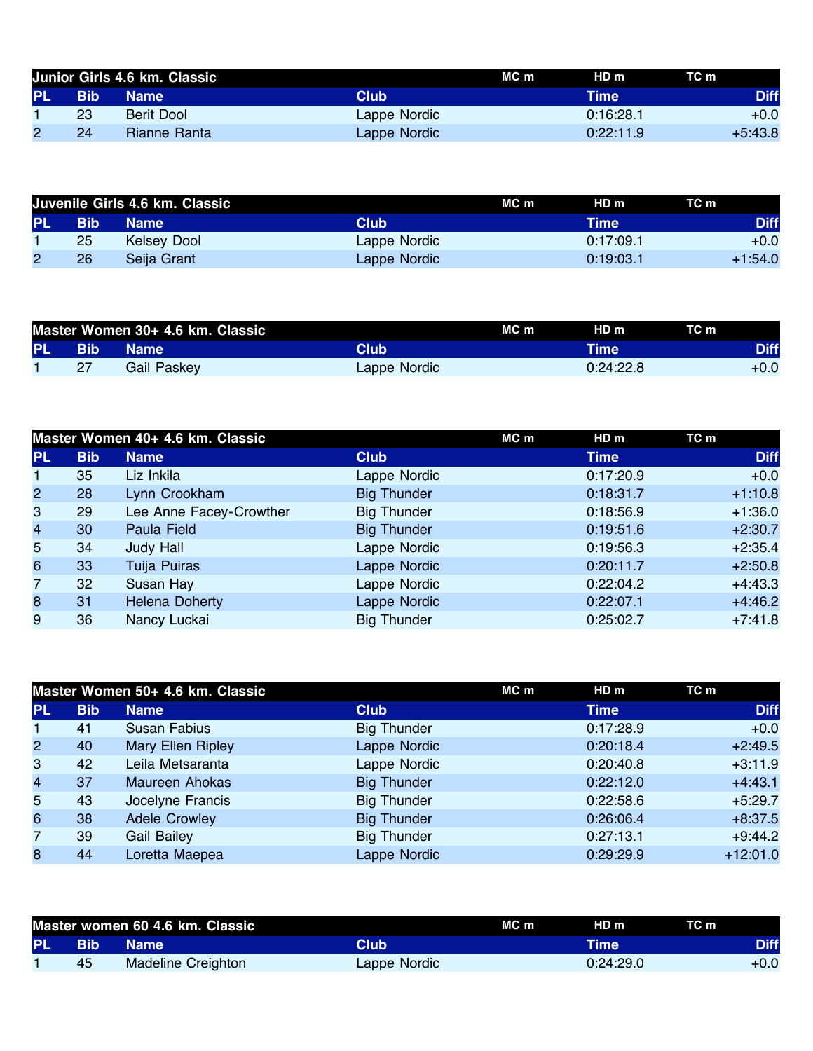| Junior Girls 4.6 km. Classic | | | | MC m | HD m | TC m |
|---|---|---|---|---|---|---|
| **PL** | **Bib** | **Name** | **Club** | **Time** | | **Diff** |
| 1 | 23 | Berit Dool | Lappe Nordic | 0:16:28.1 | | +0.0 |
| 2 | 24 | Rianne Ranta | Lappe Nordic | 0:22:11.9 | | +5:43.8 |

| Juvenile Girls 4.6 km. Classic | | | | MC m | HD m | TC m |
|---|---|---|---|---|---|---|
| **PL** | **Bib** | **Name** | **Club** | **Time** | | **Diff** |
| 1 | 25 | Kelsey Dool | Lappe Nordic | 0:17:09.1 | | +0.0 |
| 2 | 26 | Seija Grant | Lappe Nordic | 0:19:03.1 | | +1:54.0 |

| Master Women 30+ 4.6 km. Classic | | | | MC m | HD m | TC m |
|---|---|---|---|---|---|---|
| **PL** | **Bib** | **Name** | **Club** | **Time** | | **Diff** |
| 1 | 27 | Gail Paskey | Lappe Nordic | 0:24:22.8 | | +0.0 |

| Master Women 40+ 4.6 km. Classic | | | | MC m | HD m | TC m |
|---|---|---|---|---|---|---|
| **PL** | **Bib** | **Name** | **Club** | **Time** | | **Diff** |
| 1 | 35 | Liz Inkila | Lappe Nordic | 0:17:20.9 | | +0.0 |
| 2 | 28 | Lynn Crookham | Big Thunder | 0:18:31.7 | | +1:10.8 |
| 3 | 29 | Lee Anne Facey-Crowther | Big Thunder | 0:18:56.9 | | +1:36.0 |
| 4 | 30 | Paula Field | Big Thunder | 0:19:51.6 | | +2:30.7 |
| 5 | 34 | Judy Hall | Lappe Nordic | 0:19:56.3 | | +2:35.4 |
| 6 | 33 | Tuija Puiras | Lappe Nordic | 0:20:11.7 | | +2:50.8 |
| 7 | 32 | Susan Hay | Lappe Nordic | 0:22:04.2 | | +4:43.3 |
| 8 | 31 | Helena Doherty | Lappe Nordic | 0:22:07.1 | | +4:46.2 |
| 9 | 36 | Nancy Luckai | Big Thunder | 0:25:02.7 | | +7:41.8 |

| Master Women 50+ 4.6 km. Classic | | | | MC m | HD m | TC m |
|---|---|---|---|---|---|---|
| **PL** | **Bib** | **Name** | **Club** | **Time** | | **Diff** |
| 1 | 41 | Susan Fabius | Big Thunder | 0:17:28.9 | | +0.0 |
| 2 | 40 | Mary Ellen Ripley | Lappe Nordic | 0:20:18.4 | | +2:49.5 |
| 3 | 42 | Leila Metsaranta | Lappe Nordic | 0:20:40.8 | | +3:11.9 |
| 4 | 37 | Maureen Ahokas | Big Thunder | 0:22:12.0 | | +4:43.1 |
| 5 | 43 | Jocelyne Francis | Big Thunder | 0:22:58.6 | | +5:29.7 |
| 6 | 38 | Adele Crowley | Big Thunder | 0:26:06.4 | | +8:37.5 |
| 7 | 39 | Gail Bailey | Big Thunder | 0:27:13.1 | | +9:44.2 |
| 8 | 44 | Loretta Maepea | Lappe Nordic | 0:29:29.9 | | +12:01.0 |

| Master women 60 4.6 km. Classic | | | | MC m | HD m | TC m |
|---|---|---|---|---|---|---|
| **PL** | **Bib** | **Name** | **Club** | **Time** | | **Diff** |
| 1 | 45 | Madeline Creighton | Lappe Nordic | 0:24:29.0 | | +0.0 |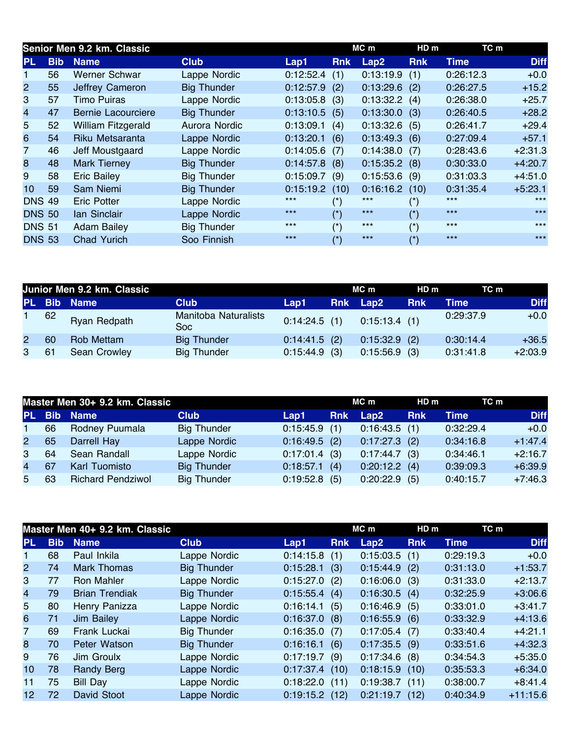| Senior Men 9.2 km. Classic | | | | | | MC m | HD m | TC m | |
|---|---|---|---|---|---|---|---|---|---|
| PL | Bib | Name | Club | Lap1 | Rnk | Lap2 | Rnk | Time | Diff |
| 1 | 56 | Werner Schwar | Lappe Nordic | 0:12:52.4 | (1) | 0:13:19.9 | (1) | 0:26:12.3 | +0.0 |
| 2 | 55 | Jeffrey Cameron | Big Thunder | 0:12:57.9 | (2) | 0:13:29.6 | (2) | 0:26:27.5 | +15.2 |
| 3 | 57 | Timo Puiras | Lappe Nordic | 0:13:05.8 | (3) | 0:13:32.2 | (4) | 0:26:38.0 | +25.7 |
| 4 | 47 | Bernie Lacourciere | Big Thunder | 0:13:10.5 | (5) | 0:13:30.0 | (3) | 0:26:40.5 | +28.2 |
| 5 | 52 | William Fitzgerald | Aurora Nordic | 0:13:09.1 | (4) | 0:13:32.6 | (5) | 0:26:41.7 | +29.4 |
| 6 | 54 | Riku Metsaranta | Lappe Nordic | 0:13:20.1 | (6) | 0:13:49.3 | (6) | 0:27:09.4 | +57.1 |
| 7 | 46 | Jeff Moustgaard | Lappe Nordic | 0:14:05.6 | (7) | 0:14:38.0 | (7) | 0:28:43.6 | +2:31.3 |
| 8 | 48 | Mark Tierney | Big Thunder | 0:14:57.8 | (8) | 0:15:35.2 | (8) | 0:30:33.0 | +4:20.7 |
| 9 | 58 | Eric Bailey | Big Thunder | 0:15:09.7 | (9) | 0:15:53.6 | (9) | 0:31:03.3 | +4:51.0 |
| 10 | 59 | Sam Niemi | Big Thunder | 0:15:19.2 | (10) | 0:16:16.2 | (10) | 0:31:35.4 | +5:23.1 |
| DNS | 49 | Eric Potter | Lappe Nordic | *** | (*) | *** | (*) | *** | *** |
| DNS | 50 | Ian Sinclair | Lappe Nordic | *** | (*) | *** | (*) | *** | *** |
| DNS | 51 | Adam Bailey | Big Thunder | *** | (*) | *** | (*) | *** | *** |
| DNS | 53 | Chad Yurich | Soo Finnish | *** | (*) | *** | (*) | *** | *** |

| Junior Men 9.2 km. Classic | | | | | | MC m | HD m | TC m | |
|---|---|---|---|---|---|---|---|---|---|
| PL | Bib | Name | Club | Lap1 | Rnk | Lap2 | Rnk | Time | Diff |
| 1 | 62 | Ryan Redpath | Manitoba Naturalists Soc | 0:14:24.5 | (1) | 0:15:13.4 | (1) | 0:29:37.9 | +0.0 |
| 2 | 60 | Rob Mettam | Big Thunder | 0:14:41.5 | (2) | 0:15:32.9 | (2) | 0:30:14.4 | +36.5 |
| 3 | 61 | Sean Crowley | Big Thunder | 0:15:44.9 | (3) | 0:15:56.9 | (3) | 0:31:41.8 | +2:03.9 |

| Master Men 30+ 9.2 km. Classic | | | | | | MC m | HD m | TC m | |
|---|---|---|---|---|---|---|---|---|---|
| PL | Bib | Name | Club | Lap1 | Rnk | Lap2 | Rnk | Time | Diff |
| 1 | 66 | Rodney Puumala | Big Thunder | 0:15:45.9 | (1) | 0:16:43.5 | (1) | 0:32:29.4 | +0.0 |
| 2 | 65 | Darrell Hay | Lappe Nordic | 0:16:49.5 | (2) | 0:17:27.3 | (2) | 0:34:16.8 | +1:47.4 |
| 3 | 64 | Sean Randall | Lappe Nordic | 0:17:01.4 | (3) | 0:17:44.7 | (3) | 0:34:46.1 | +2:16.7 |
| 4 | 67 | Karl Tuomisto | Big Thunder | 0:18:57.1 | (4) | 0:20:12.2 | (4) | 0:39:09.3 | +6:39.9 |
| 5 | 63 | Richard Pendziwol | Big Thunder | 0:19:52.8 | (5) | 0:20:22.9 | (5) | 0:40:15.7 | +7:46.3 |

| Master Men 40+ 9.2 km. Classic | | | | | | MC m | HD m | TC m | |
|---|---|---|---|---|---|---|---|---|---|
| PL | Bib | Name | Club | Lap1 | Rnk | Lap2 | Rnk | Time | Diff |
| 1 | 68 | Paul Inkila | Lappe Nordic | 0:14:15.8 | (1) | 0:15:03.5 | (1) | 0:29:19.3 | +0.0 |
| 2 | 74 | Mark Thomas | Big Thunder | 0:15:28.1 | (3) | 0:15:44.9 | (2) | 0:31:13.0 | +1:53.7 |
| 3 | 77 | Ron Mahler | Lappe Nordic | 0:15:27.0 | (2) | 0:16:06.0 | (3) | 0:31:33.0 | +2:13.7 |
| 4 | 79 | Brian Trendiak | Big Thunder | 0:15:55.4 | (4) | 0:16:30.5 | (4) | 0:32:25.9 | +3:06.6 |
| 5 | 80 | Henry Panizza | Lappe Nordic | 0:16:14.1 | (5) | 0:16:46.9 | (5) | 0:33:01.0 | +3:41.7 |
| 6 | 71 | Jim Bailey | Lappe Nordic | 0:16:37.0 | (8) | 0:16:55.9 | (6) | 0:33:32.9 | +4:13.6 |
| 7 | 69 | Frank Luckai | Big Thunder | 0:16:35.0 | (7) | 0:17:05.4 | (7) | 0:33:40.4 | +4:21.1 |
| 8 | 70 | Peter Watson | Big Thunder | 0:16:16.1 | (6) | 0:17:35.5 | (9) | 0:33:51.6 | +4:32.3 |
| 9 | 76 | Jim Groulx | Lappe Nordic | 0:17:19.7 | (9) | 0:17:34.6 | (8) | 0:34:54.3 | +5:35.0 |
| 10 | 78 | Randy Berg | Lappe Nordic | 0:17:37.4 | (10) | 0:18:15.9 | (10) | 0:35:53.3 | +6:34.0 |
| 11 | 75 | Bill Day | Lappe Nordic | 0:18:22.0 | (11) | 0:19:38.7 | (11) | 0:38:00.7 | +8:41.4 |
| 12 | 72 | David Stoot | Lappe Nordic | 0:19:15.2 | (12) | 0:21:19.7 | (12) | 0:40:34.9 | +11:15.6 |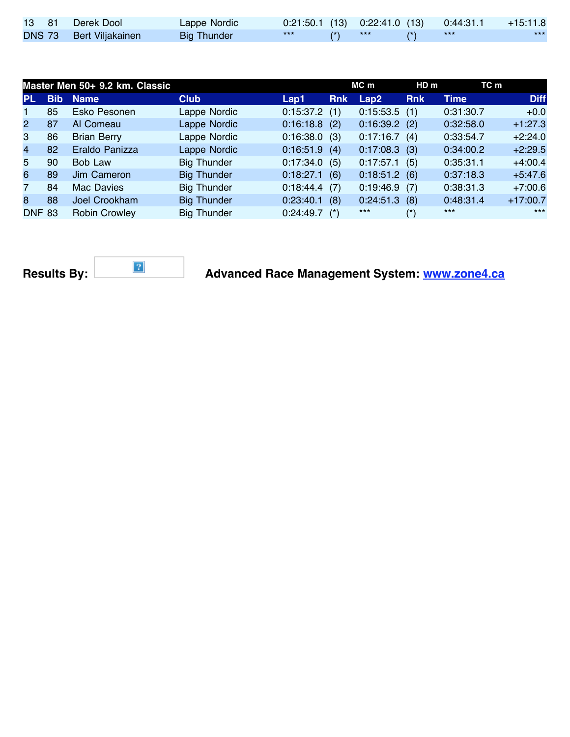| | | | | | | | | | |
|---|---|---|---|---|---|---|---|---|---|
| 13 | 81 | Derek Dool | Lappe Nordic | 0:21:50.1 | (13) | 0:22:41.0 | (13) | 0:44:31.1 | +15:11.8 |
| DNS | 73 | Bert Viljakainen | Big Thunder | *** | (*) | *** | (*) | *** | *** |

| Master Men 50+ 9.2 km. Classic | | | | | | MC m | HD m | | TC m |
|---|---|---|---|---|---|---|---|---|---|
| PL | Bib | Name | Club | Lap1 | Rnk | Lap2 | Rnk | Time | Diff |
| 1 | 85 | Esko Pesonen | Lappe Nordic | 0:15:37.2 | (1) | 0:15:53.5 | (1) | 0:31:30.7 | +0.0 |
| 2 | 87 | Al Comeau | Lappe Nordic | 0:16:18.8 | (2) | 0:16:39.2 | (2) | 0:32:58.0 | +1:27.3 |
| 3 | 86 | Brian Berry | Lappe Nordic | 0:16:38.0 | (3) | 0:17:16.7 | (4) | 0:33:54.7 | +2:24.0 |
| 4 | 82 | Eraldo Panizza | Lappe Nordic | 0:16:51.9 | (4) | 0:17:08.3 | (3) | 0:34:00.2 | +2:29.5 |
| 5 | 90 | Bob Law | Big Thunder | 0:17:34.0 | (5) | 0:17:57.1 | (5) | 0:35:31.1 | +4:00.4 |
| 6 | 89 | Jim Cameron | Big Thunder | 0:18:27.1 | (6) | 0:18:51.2 | (6) | 0:37:18.3 | +5:47.6 |
| 7 | 84 | Mac Davies | Big Thunder | 0:18:44.4 | (7) | 0:19:46.9 | (7) | 0:38:31.3 | +7:00.6 |
| 8 | 88 | Joel Crookham | Big Thunder | 0:23:40.1 | (8) | 0:24:51.3 | (8) | 0:48:31.4 | +17:00.7 |
| DNF | 83 | Robin Crowley | Big Thunder | 0:24:49.7 | (*) | *** | (*) | *** | *** |

**Results By:** **Advanced Race Management System: [www.zone4.ca](http://www.zone4.ca)**